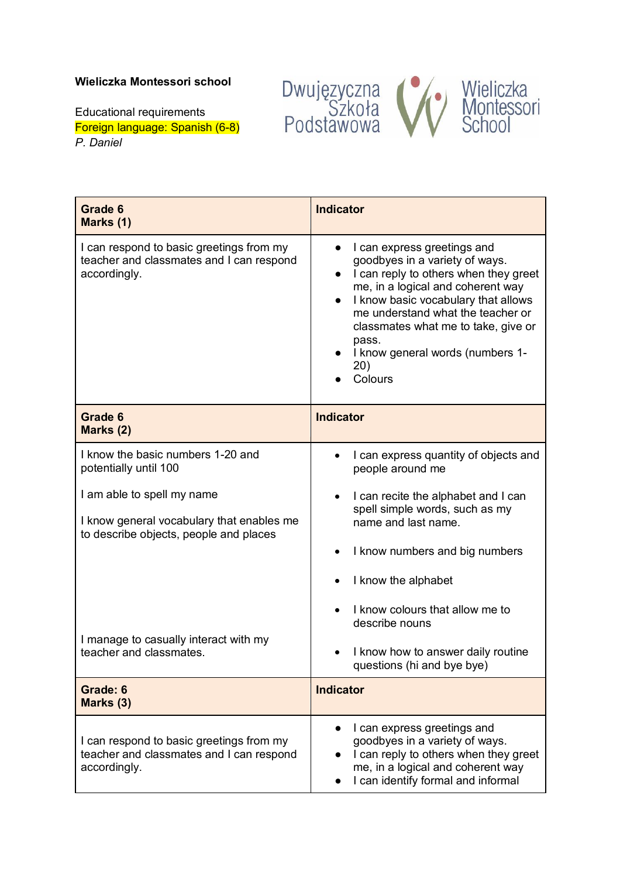**Wieliczka Montessori school**

Educational requirements
Foreign language: Spanish (6-8)
*P. Daniel*

Dwujęzyczna Szkoła Podstawowa Wieliczka Montessori School

| Grade 6<br>Marks (1) | Indicator |
|---|---|
| I can respond to basic greetings from my teacher and classmates and I can respond accordingly. | • I can express greetings and goodbyes in a variety of ways.<br>• I can reply to others when they greet me, in a logical and coherent way<br>• I know basic vocabulary that allows me understand what the teacher or classmates what me to take, give or pass.<br>• I know general words (numbers 1-20)<br>• Colours |
| **Grade 6<br>Marks (2)** | **Indicator** |
| I know the basic numbers 1-20 and potentially until 100<br><br>I am able to spell my name<br><br>I know general vocabulary that enables me to describe objects, people and places<br><br>I manage to casually interact with my teacher and classmates. | • I can express quantity of objects and people around me<br>• I can recite the alphabet and I can spell simple words, such as my name and last name.<br>• I know numbers and big numbers<br>• I know the alphabet<br>• I know colours that allow me to describe nouns<br>• I know how to answer daily routine questions (hi and bye bye) |
| **Grade: 6<br>Marks (3)** | **Indicator** |
| I can respond to basic greetings from my teacher and classmates and I can respond accordingly. | • I can express greetings and goodbyes in a variety of ways.<br>• I can reply to others when they greet me, in a logical and coherent way<br>• I can identify formal and informal |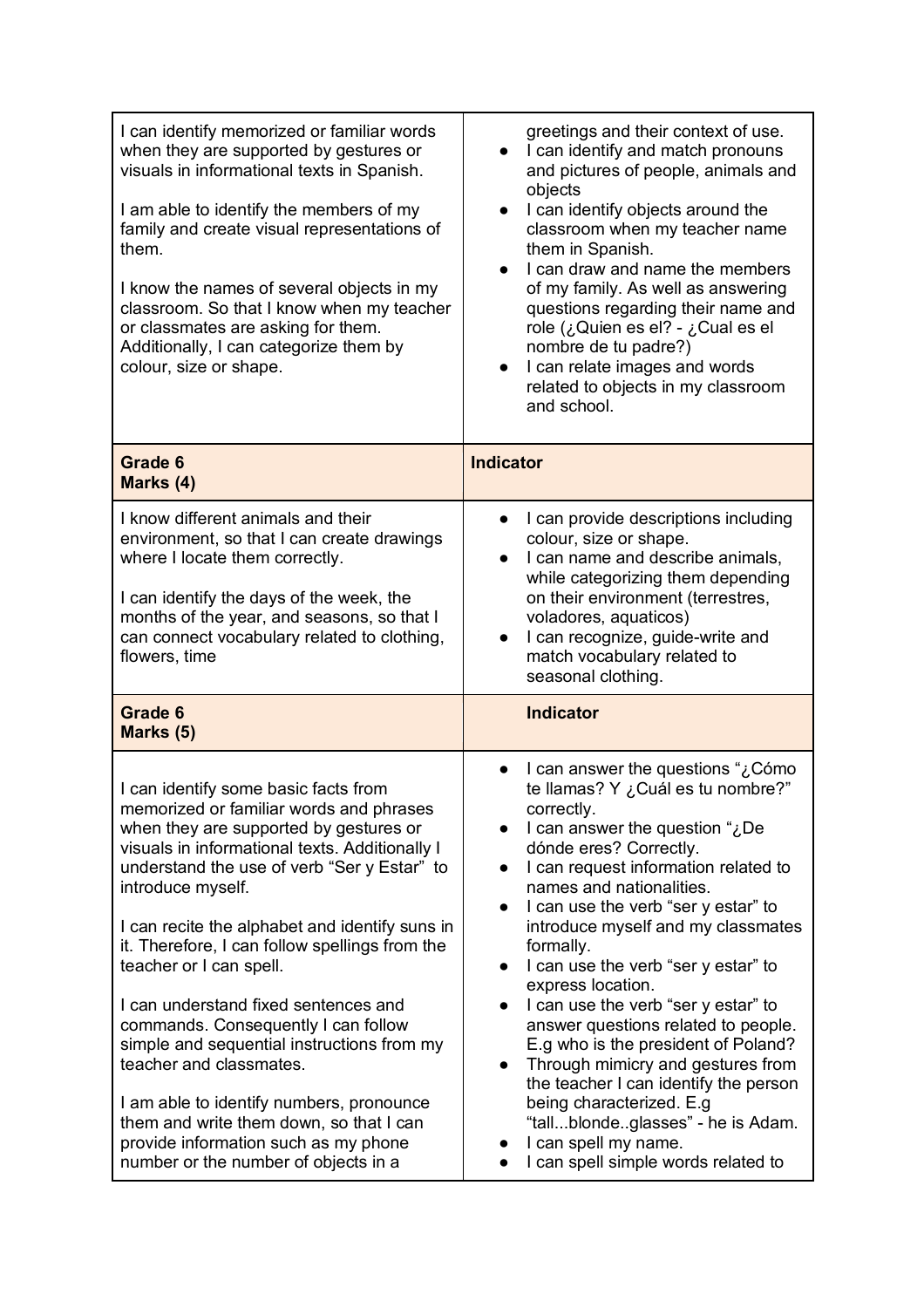| | |
|---|---|
| I can identify memorized or familiar words when they are supported by gestures or visuals in informational texts in Spanish.<br><br>I am able to identify the members of my family and create visual representations of them.<br><br>I know the names of several objects in my classroom. So that I know when my teacher or classmates are asking for them. Additionally, I can categorize them by colour, size or shape. | greetings and their context of use.<br>● I can identify and match pronouns and pictures of people, animals and objects<br>● I can identify objects around the classroom when my teacher name them in Spanish.<br>● I can draw and name the members of my family. As well as answering questions regarding their name and role (¿Quien es el? - ¿Cual es el nombre de tu padre?)<br>● I can relate images and words related to objects in my classroom and school. |
| **Grade 6**<br>**Marks (4)** | **Indicator** |
| I know different animals and their environment, so that I can create drawings where I locate them correctly.<br><br>I can identify the days of the week, the months of the year, and seasons, so that I can connect vocabulary related to clothing, flowers, time | ● I can provide descriptions including colour, size or shape.<br>● I can name and describe animals, while categorizing them depending on their environment (terrestres, voladores, aquaticos)<br>● I can recognize, guide-write and match vocabulary related to seasonal clothing. |
| **Grade 6**<br>**Marks (5)** | **Indicator** |
| I can identify some basic facts from memorized or familiar words and phrases when they are supported by gestures or visuals in informational texts. Additionally I understand the use of verb "Ser y Estar" to introduce myself.<br><br>I can recite the alphabet and identify suns in it. Therefore, I can follow spellings from the teacher or I can spell.<br><br>I can understand fixed sentences and commands. Consequently I can follow simple and sequential instructions from my teacher and classmates.<br><br>I am able to identify numbers, pronounce them and write them down, so that I can provide information such as my phone number or the number of objects in a | ● I can answer the questions "¿Cómo te llamas? Y ¿Cuál es tu nombre?" correctly.<br>● I can answer the question "¿De dónde eres? Correctly.<br>● I can request information related to names and nationalities.<br>● I can use the verb "ser y estar" to introduce myself and my classmates formally.<br>● I can use the verb "ser y estar" to express location.<br>● I can use the verb "ser y estar" to answer questions related to people. E.g who is the president of Poland?<br>● Through mimicry and gestures from the teacher I can identify the person being characterized. E.g "tall...blonde..glasses" - he is Adam.<br>● I can spell my name.<br>● I can spell simple words related to |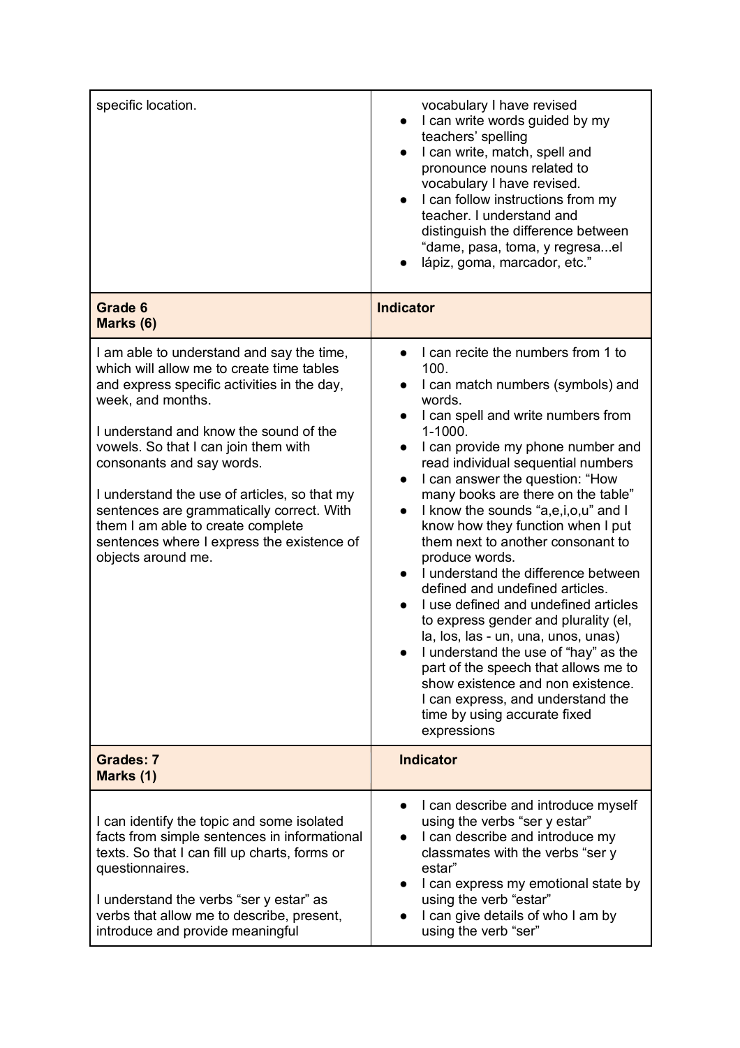| specific location. | vocabulary I have revised<br>● I can write words guided by my teachers' spelling<br>● I can write, match, spell and pronounce nouns related to vocabulary I have revised.<br>● I can follow instructions from my teacher. I understand and distinguish the difference between "dame, pasa, toma, y regresa...el<br>● lápiz, goma, marcador, etc." |
|---|---|
| **Grade 6**<br>**Marks (6)** | **Indicator** |
| I am able to understand and say the time, which will allow me to create time tables and express specific activities in the day, week, and months.<br><br>I understand and know the sound of the vowels. So that I can join them with consonants and say words.<br><br>I understand the use of articles, so that my sentences are grammatically correct. With them I am able to create complete sentences where I express the existence of objects around me. | ● I can recite the numbers from 1 to 100.<br>● I can match numbers (symbols) and words.<br>● I can spell and write numbers from 1-1000.<br>● I can provide my phone number and read individual sequential numbers<br>● I can answer the question: "How many books are there on the table"<br>● I know the sounds "a,e,i,o,u" and I know how they function when I put them next to another consonant to produce words.<br>● I understand the difference between defined and undefined articles.<br>● I use defined and undefined articles to express gender and plurality (el, la, los, las - un, una, unos, unas)<br>● I understand the use of "hay" as the part of the speech that allows me to show existence and non existence. I can express, and understand the time by using accurate fixed expressions |
| **Grades: 7**<br>**Marks (1)** | **Indicator** |
| I can identify the topic and some isolated facts from simple sentences in informational texts. So that I can fill up charts, forms or questionnaires.<br><br>I understand the verbs "ser y estar" as verbs that allow me to describe, present, introduce and provide meaningful | ● I can describe and introduce myself using the verbs "ser y estar"<br>● I can describe and introduce my classmates with the verbs "ser y estar"<br>● I can express my emotional state by using the verb "estar"<br>● I can give details of who I am by using the verb "ser" |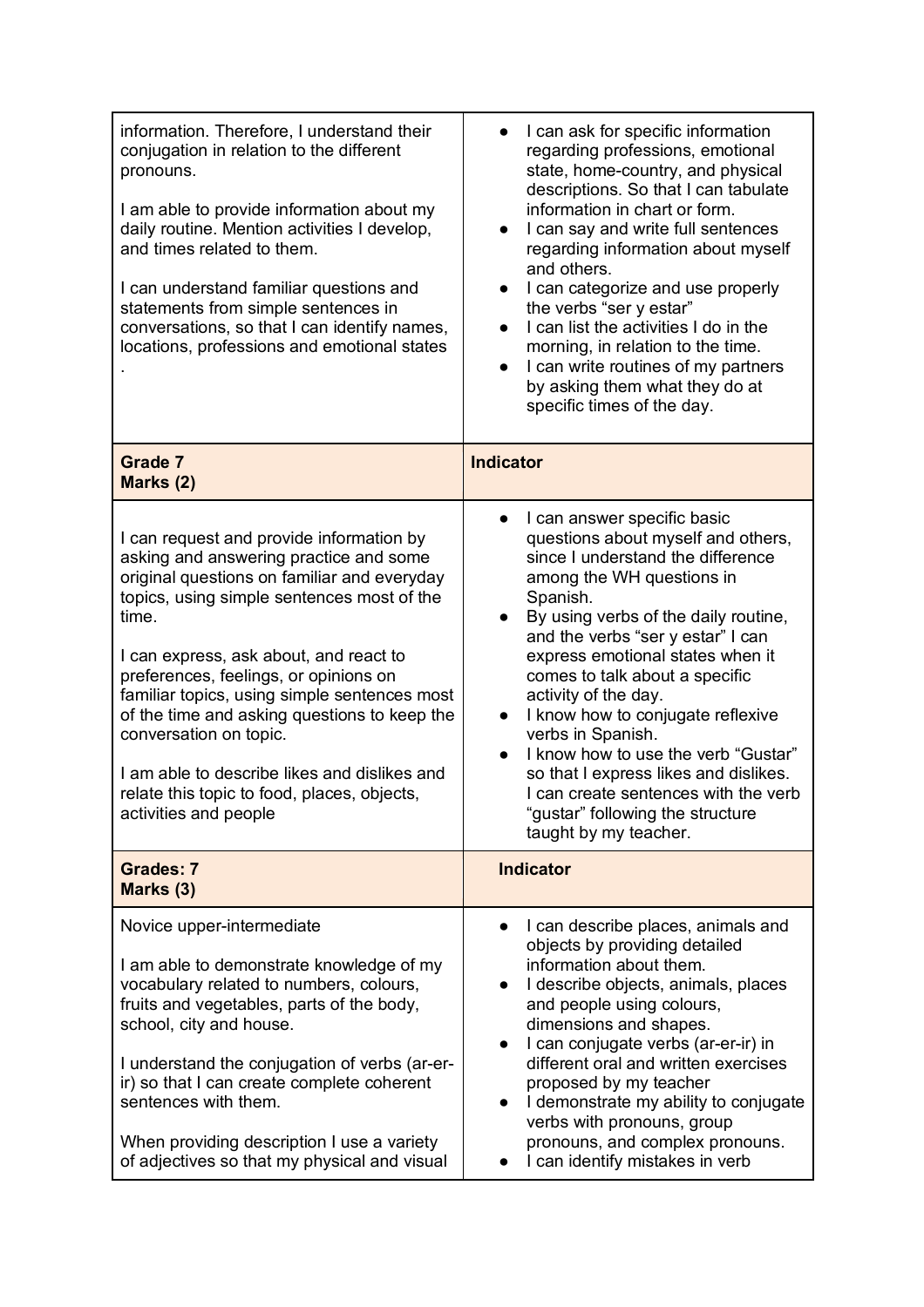| | |
|---|---|
| information. Therefore, I understand their conjugation in relation to the different pronouns.<br><br>I am able to provide information about my daily routine. Mention activities I develop, and times related to them.<br><br>I can understand familiar questions and statements from simple sentences in conversations, so that I can identify names, locations, professions and emotional states<br>. | • I can ask for specific information regarding professions, emotional state, home-country, and physical descriptions. So that I can tabulate information in chart or form.<br>• I can say and write full sentences regarding information about myself and others.<br>• I can categorize and use properly the verbs "ser y estar"<br>• I can list the activities I do in the morning, in relation to the time.<br>• I can write routines of my partners by asking them what they do at specific times of the day. |
| **Grade 7**<br>**Marks (2)** | **Indicator** |
| I can request and provide information by asking and answering practice and some original questions on familiar and everyday topics, using simple sentences most of the time.<br><br>I can express, ask about, and react to preferences, feelings, or opinions on familiar topics, using simple sentences most of the time and asking questions to keep the conversation on topic.<br><br>I am able to describe likes and dislikes and relate this topic to food, places, objects, activities and people | • I can answer specific basic questions about myself and others, since I understand the difference among the WH questions in Spanish.<br>• By using verbs of the daily routine, and the verbs "ser y estar" I can express emotional states when it comes to talk about a specific activity of the day.<br>• I know how to conjugate reflexive verbs in Spanish.<br>• I know how to use the verb "Gustar" so that I express likes and dislikes. I can create sentences with the verb "gustar" following the structure taught by my teacher. |
| **Grades: 7**<br>**Marks (3)** | **Indicator** |
| Novice upper-intermediate<br><br>I am able to demonstrate knowledge of my vocabulary related to numbers, colours, fruits and vegetables, parts of the body, school, city and house.<br><br>I understand the conjugation of verbs (ar-er-ir) so that I can create complete coherent sentences with them.<br><br>When providing description I use a variety of adjectives so that my physical and visual | • I can describe places, animals and objects by providing detailed information about them.<br>• I describe objects, animals, places and people using colours, dimensions and shapes.<br>• I can conjugate verbs (ar-er-ir) in different oral and written exercises proposed by my teacher<br>• I demonstrate my ability to conjugate verbs with pronouns, group pronouns, and complex pronouns.<br>• I can identify mistakes in verb |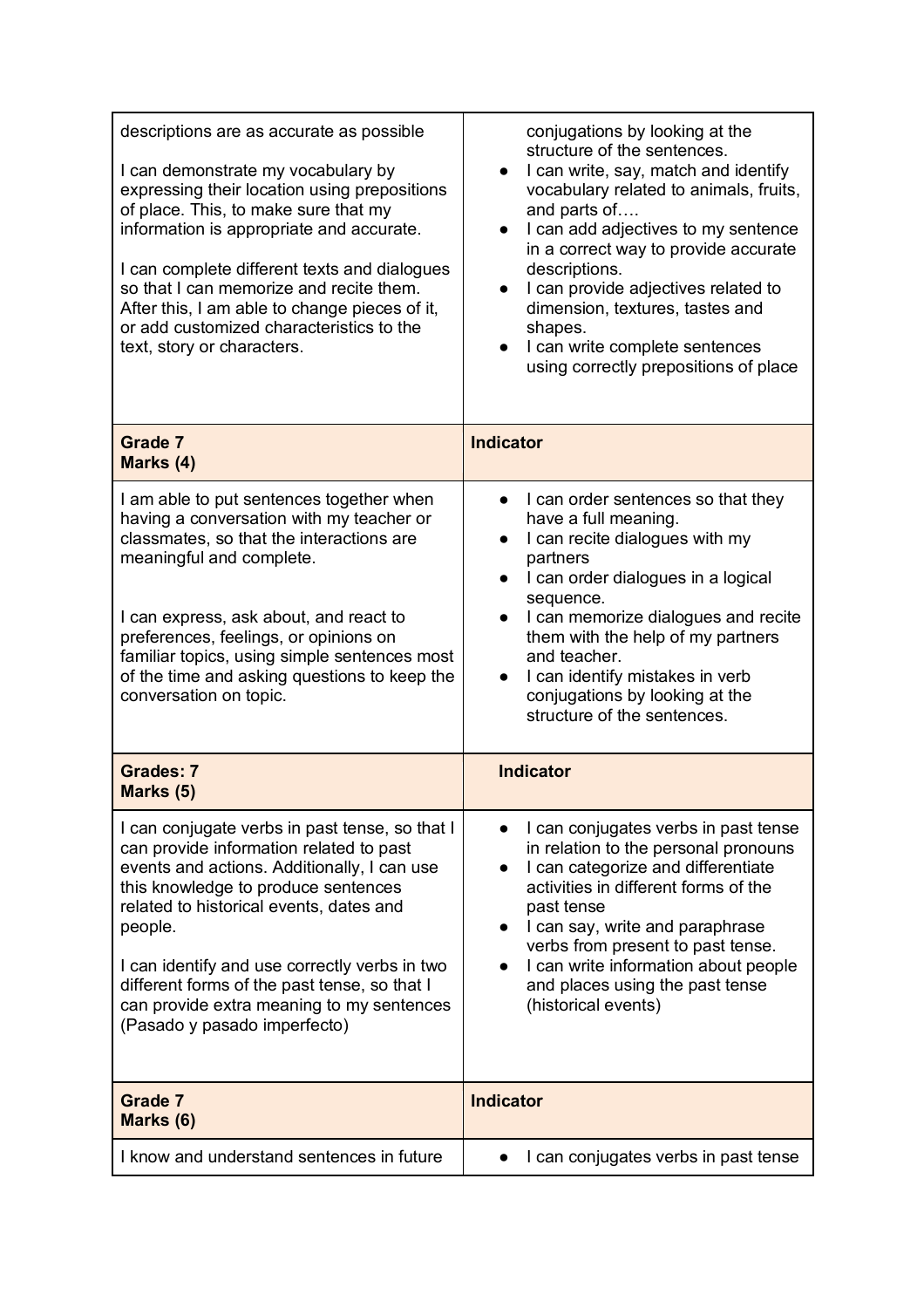| descriptions are as accurate as possible<br><br>I can demonstrate my vocabulary by expressing their location using prepositions of place. This, to make sure that my information is appropriate and accurate.<br><br>I can complete different texts and dialogues so that I can memorize and recite them. After this, I am able to change pieces of it, or add customized characteristics to the text, story or characters. | conjugations by looking at the structure of the sentences.<br>● I can write, say, match and identify vocabulary related to animals, fruits, and parts of….<br>● I can add adjectives to my sentence in a correct way to provide accurate descriptions.<br>● I can provide adjectives related to dimension, textures, tastes and shapes.<br>● I can write complete sentences using correctly prepositions of place |
|---|---|
| **Grade 7**<br>**Marks (4)** | **Indicator** |
| I am able to put sentences together when having a conversation with my teacher or classmates, so that the interactions are meaningful and complete.<br><br>I can express, ask about, and react to preferences, feelings, or opinions on familiar topics, using simple sentences most of the time and asking questions to keep the conversation on topic. | ● I can order sentences so that they have a full meaning.<br>● I can recite dialogues with my partners<br>● I can order dialogues in a logical sequence.<br>● I can memorize dialogues and recite them with the help of my partners and teacher.<br>● I can identify mistakes in verb conjugations by looking at the structure of the sentences. |
| **Grades: 7**<br>**Marks (5)** | **Indicator** |
| I can conjugate verbs in past tense, so that I can provide information related to past events and actions. Additionally, I can use this knowledge to produce sentences related to historical events, dates and people.<br><br>I can identify and use correctly verbs in two different forms of the past tense, so that I can provide extra meaning to my sentences (Pasado y pasado imperfecto) | ● I can conjugates verbs in past tense in relation to the personal pronouns<br>● I can categorize and differentiate activities in different forms of the past tense<br>● I can say, write and paraphrase verbs from present to past tense.<br>● I can write information about people and places using the past tense (historical events) |
| **Grade 7**<br>**Marks (6)** | **Indicator** |
| I know and understand sentences in future | ● I can conjugates verbs in past tense |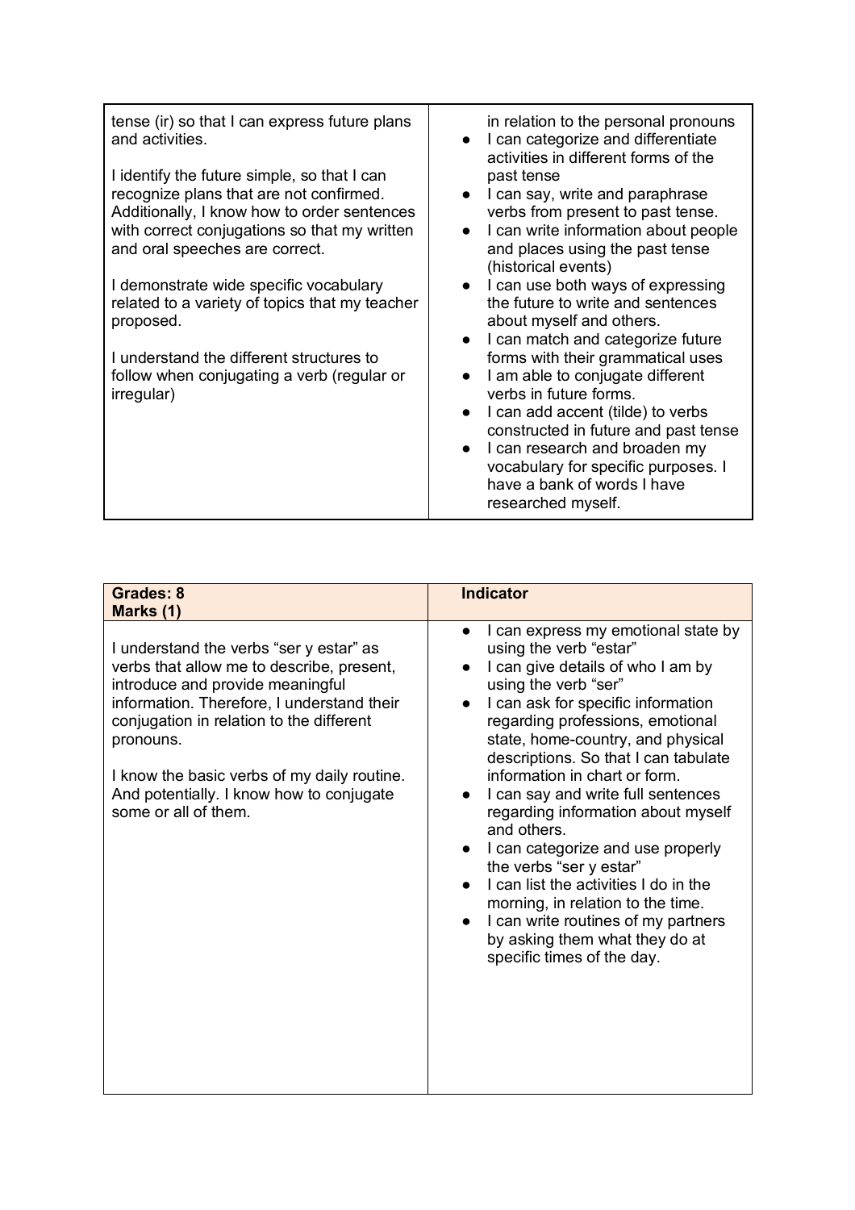| | |
|---|---|
| tense (ir) so that I can express future plans and activities.<br><br>I identify the future simple, so that I can recognize plans that are not confirmed. Additionally, I know how to order sentences with correct conjugations so that my written and oral speeches are correct.<br><br>I demonstrate wide specific vocabulary related to a variety of topics that my teacher proposed.<br><br>I understand the different structures to follow when conjugating a verb (regular or irregular) | in relation to the personal pronouns<br>● I can categorize and differentiate activities in different forms of the past tense<br>● I can say, write and paraphrase verbs from present to past tense.<br>● I can write information about people and places using the past tense (historical events)<br>● I can use both ways of expressing the future to write and sentences about myself and others.<br>● I can match and categorize future forms with their grammatical uses<br>● I am able to conjugate different verbs in future forms.<br>● I can add accent (tilde) to verbs constructed in future and past tense<br>● I can research and broaden my vocabulary for specific purposes. I have a bank of words I have researched myself. |

| **Grades: 8**<br>**Marks (1)** | **Indicator** |
|---|---|
| I understand the verbs "ser y estar" as verbs that allow me to describe, present, introduce and provide meaningful information. Therefore, I understand their conjugation in relation to the different pronouns.<br><br>I know the basic verbs of my daily routine. And potentially. I know how to conjugate some or all of them. | ● I can express my emotional state by using the verb "estar"<br>● I can give details of who I am by using the verb "ser"<br>● I can ask for specific information regarding professions, emotional state, home-country, and physical descriptions. So that I can tabulate information in chart or form.<br>● I can say and write full sentences regarding information about myself and others.<br>● I can categorize and use properly the verbs "ser y estar"<br>● I can list the activities I do in the morning, in relation to the time.<br>● I can write routines of my partners by asking them what they do at specific times of the day. |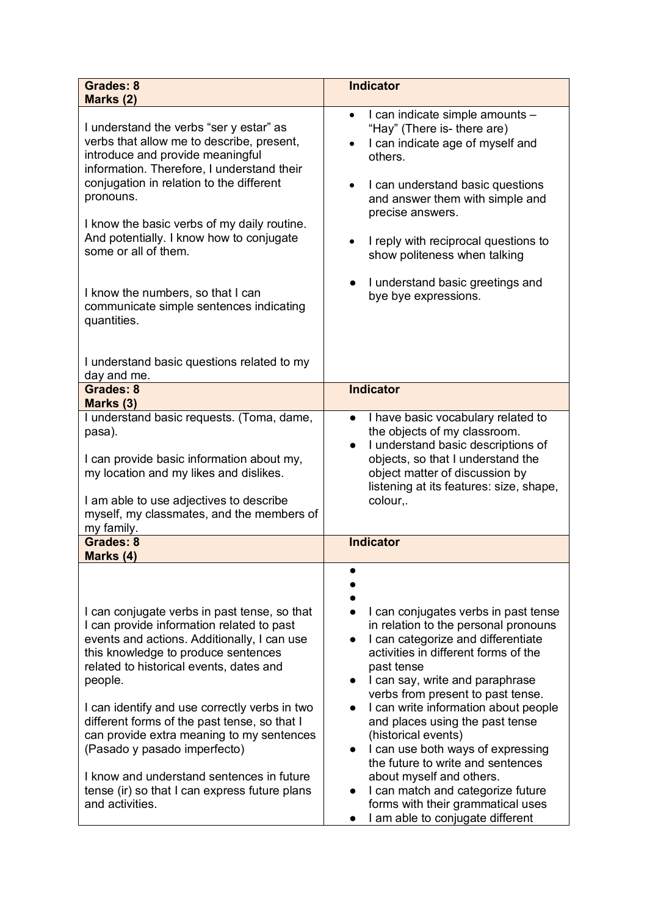| Grades: 8<br>Marks (2) | Indicator |
|---|---|
| I understand the verbs "ser y estar" as verbs that allow me to describe, present, introduce and provide meaningful information. Therefore, I understand their conjugation in relation to the different pronouns.<br><br>I know the basic verbs of my daily routine. And potentially. I know how to conjugate some or all of them.<br><br>I know the numbers, so that I can communicate simple sentences indicating quantities.<br><br>I understand basic questions related to my day and me. | • I can indicate simple amounts – "Hay" (There is- there are)<br>• I can indicate age of myself and others.<br>• I can understand basic questions and answer them with simple and precise answers.<br>• I reply with reciprocal questions to show politeness when talking<br>• I understand basic greetings and bye bye expressions. |
| **Grades: 8<br>Marks (3)** | **Indicator** |
| I understand basic requests. (Toma, dame, pasa).<br><br>I can provide basic information about my, my location and my likes and dislikes.<br><br>I am able to use adjectives to describe myself, my classmates, and the members of my family. | • I have basic vocabulary related to the objects of my classroom.<br>• I understand basic descriptions of objects, so that I understand the object matter of discussion by listening at its features: size, shape, colour,. |
| **Grades: 8<br>Marks (4)** | **Indicator** |
| I can conjugate verbs in past tense, so that I can provide information related to past events and actions. Additionally, I can use this knowledge to produce sentences related to historical events, dates and people.<br><br>I can identify and use correctly verbs in two different forms of the past tense, so that I can provide extra meaning to my sentences (Pasado y pasado imperfecto)<br><br>I know and understand sentences in future tense (ir) so that I can express future plans and activities. | •<br>•<br>•<br>• I can conjugates verbs in past tense in relation to the personal pronouns<br>• I can categorize and differentiate activities in different forms of the past tense<br>• I can say, write and paraphrase verbs from present to past tense.<br>• I can write information about people and places using the past tense (historical events)<br>• I can use both ways of expressing the future to write and sentences about myself and others.<br>• I can match and categorize future forms with their grammatical uses<br>• I am able to conjugate different |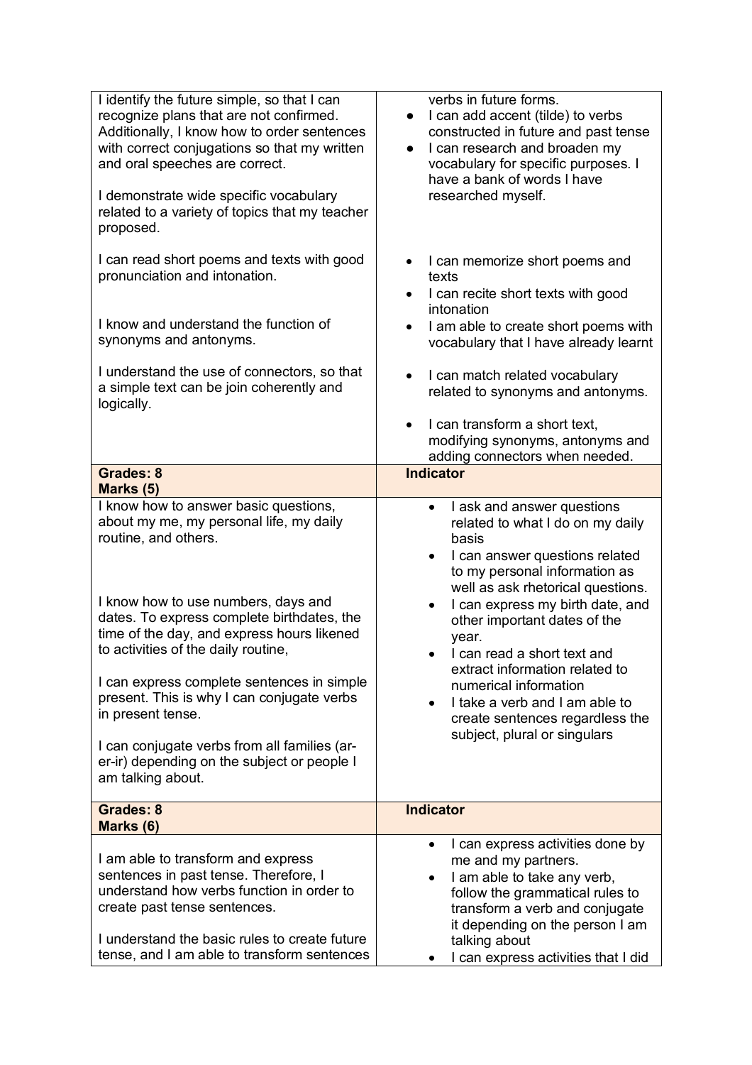| | |
|---|---|
| I identify the future simple, so that I can recognize plans that are not confirmed. Additionally, I know how to order sentences with correct conjugations so that my written and oral speeches are correct.<br><br>I demonstrate wide specific vocabulary related to a variety of topics that my teacher proposed.<br><br>I can read short poems and texts with good pronunciation and intonation.<br><br>I know and understand the function of synonyms and antonyms.<br><br>I understand the use of connectors, so that a simple text can be join coherently and logically. | verbs in future forms.<br>● I can add accent (tilde) to verbs constructed in future and past tense<br>● I can research and broaden my vocabulary for specific purposes. I have a bank of words I have researched myself.<br><br>• I can memorize short poems and texts<br>• I can recite short texts with good intonation<br>• I am able to create short poems with vocabulary that I have already learnt<br><br>• I can match related vocabulary related to synonyms and antonyms.<br><br>• I can transform a short text, modifying synonyms, antonyms and adding connectors when needed. |
| **Grades: 8**<br>**Marks (5)** | **Indicator** |
| I know how to answer basic questions, about my me, my personal life, my daily routine, and others.<br><br>I know how to use numbers, days and dates. To express complete birthdates, the time of the day, and express hours likened to activities of the daily routine,<br><br>I can express complete sentences in simple present. This is why I can conjugate verbs in present tense.<br><br>I can conjugate verbs from all families (ar-er-ir) depending on the subject or people I am talking about. | • I ask and answer questions related to what I do on my daily basis<br>• I can answer questions related to my personal information as well as ask rhetorical questions.<br>• I can express my birth date, and other important dates of the year.<br>• I can read a short text and extract information related to numerical information<br>• I take a verb and I am able to create sentences regardless the subject, plural or singulars |
| **Grades: 8**<br>**Marks (6)** | **Indicator** |
| I am able to transform and express sentences in past tense. Therefore, I understand how verbs function in order to create past tense sentences.<br><br>I understand the basic rules to create future tense, and I am able to transform sentences | • I can express activities done by me and my partners.<br>• I am able to take any verb, follow the grammatical rules to transform a verb and conjugate it depending on the person I am talking about<br>• I can express activities that I did |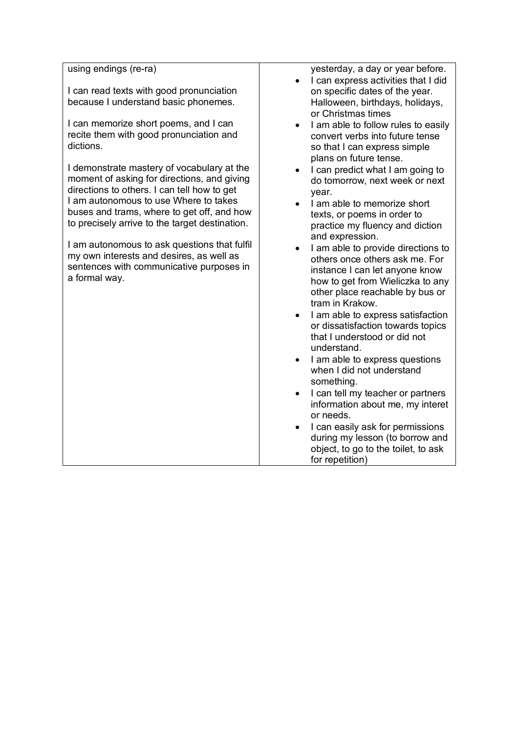| | |
|---|---|
| using endings (re-ra)<br><br>I can read texts with good pronunciation because I understand basic phonemes.<br><br>I can memorize short poems, and I can recite them with good pronunciation and dictions.<br><br>I demonstrate mastery of vocabulary at the moment of asking for directions, and giving directions to others. I can tell how to get I am autonomous to use Where to takes buses and trams, where to get off, and how to precisely arrive to the target destination.<br><br>I am autonomous to ask questions that fulfil my own interests and desires, as well as sentences with communicative purposes in a formal way. | yesterday, a day or year before.<br>• I can express activities that I did on specific dates of the year. Halloween, birthdays, holidays, or Christmas times<br>• I am able to follow rules to easily convert verbs into future tense so that I can express simple plans on future tense.<br>• I can predict what I am going to do tomorrow, next week or next year.<br>• I am able to memorize short texts, or poems in order to practice my fluency and diction and expression.<br>• I am able to provide directions to others once others ask me. For instance I can let anyone know how to get from Wieliczka to any other place reachable by bus or tram in Krakow.<br>• I am able to express satisfaction or dissatisfaction towards topics that I understood or did not understand.<br>• I am able to express questions when I did not understand something.<br>• I can tell my teacher or partners information about me, my interet or needs.<br>• I can easily ask for permissions during my lesson (to borrow and object, to go to the toilet, to ask for repetition) |